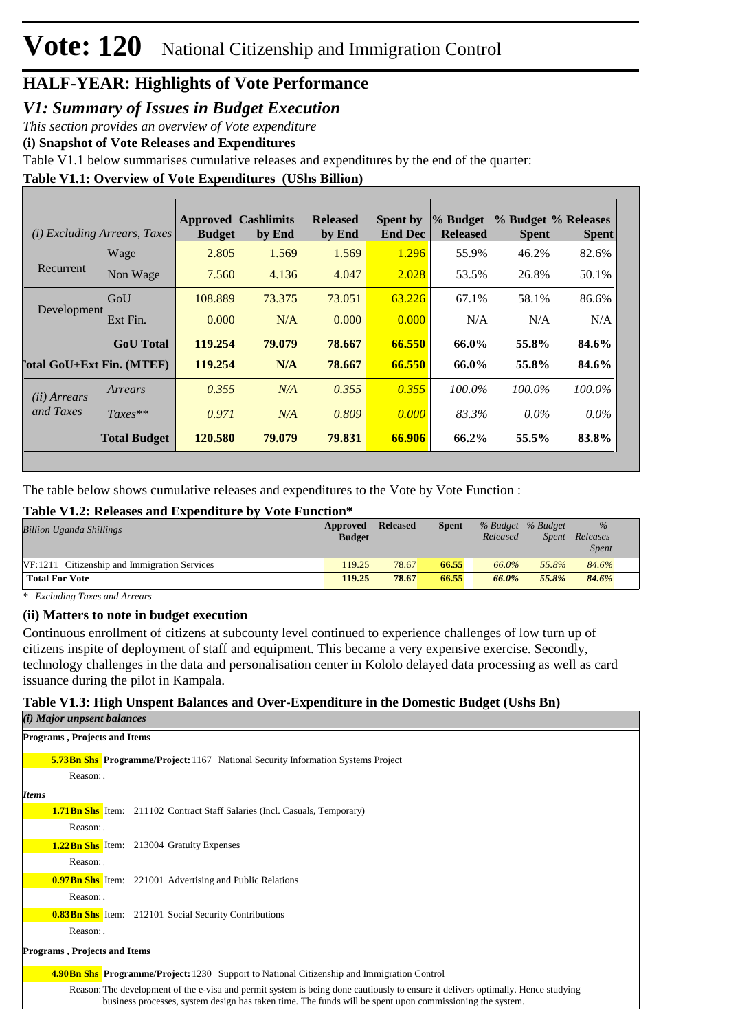# Vote: 120 National Citizenship and Immigration Control

## HALF-YEAR: Highlights of Vote Performance

### *V1: Summary of Issues in Budget Execution*

*This section provides an overview of Vote expenditure*

**(i) Snapshot of Vote Releases and Expenditures**

Table V1.1 below summarises cumulative releases and expenditures by the end of the quarter:

**Table V1.1: Overview of Vote Expenditures (UShs Billion)**

| *(i) Excluding Arrears, Taxes* | | Approved Budget | Cashlimits by End | Released by End | Spent by End Dec | % Budget Released | % Budget Spent | % Releases Spent |
|---|---|---|---|---|---|---|---|---|
| Recurrent | Wage | 2.805 | 1.569 | 1.569 | 1.296 | 55.9% | 46.2% | 82.6% |
| | Non Wage | 7.560 | 4.136 | 4.047 | 2.028 | 53.5% | 26.8% | 50.1% |
| Development | GoU | 108.889 | 73.375 | 73.051 | 63.226 | 67.1% | 58.1% | 86.6% |
| | Ext Fin. | 0.000 | N/A | 0.000 | 0.000 | N/A | N/A | N/A |
| | **GoU Total** | **119.254** | **79.079** | **78.667** | **66.550** | **66.0%** | **55.8%** | **84.6%** |
| **Total GoU+Ext Fin. (MTEF)** | | **119.254** | **N/A** | **78.667** | **66.550** | **66.0%** | **55.8%** | **84.6%** |
| *(ii) Arrears and Taxes* | *Arrears* | *0.355* | *N/A* | *0.355* | *0.355* | *100.0%* | *100.0%* | *100.0%* |
| | *Taxes*** | *0.971* | *N/A* | *0.809* | *0.000* | *83.3%* | *0.0%* | *0.0%* |
| | **Total Budget** | **120.580** | **79.079** | **79.831** | **66.906** | **66.2%** | **55.5%** | **83.8%** |

The table below shows cumulative releases and expenditures to the Vote by Vote Function :

**Table V1.2: Releases and Expenditure by Vote Function***

| *Billion Uganda Shillings* | Approved Budget | Released | Spent | *% Budget Released* | *% Budget Spent* | *% Releases Spent* |
|---|---|---|---|---|---|---|
| VF:1211 Citizenship and Immigration Services | 119.25 | 78.67 | **66.55** | *66.0%* | *55.8%* | *84.6%* |
| **Total For Vote** | **119.25** | **78.67** | **66.55** | ***66.0%*** | ***55.8%*** | ***84.6%*** |

*\* Excluding Taxes and Arrears*

**(ii) Matters to note in budget execution**

Continuous enrollment of citizens at subcounty level continued to experience challenges of low turn up of citizens inspite of deployment of staff and equipment. This became a very expensive exercise. Secondly, technology challenges in the data and personalisation center in Kololo delayed data processing as well as card issuance during the pilot in Kampala.

**Table V1.3: High Unspent Balances and Over-Expenditure in the Domestic Budget (Ushs Bn)**

***(i) Major unpent balances***

**Programs , Projects and Items**

**5.73Bn Shs** **Programme/Project:** 1167 National Security Information Systems Project

Reason: .

***Items***

**1.71Bn Shs** Item: 211102 Contract Staff Salaries (Incl. Casuals, Temporary)

Reason: .

**1.22Bn Shs** Item: 213004 Gratuity Expenses

Reason: .

**0.97Bn Shs** Item: 221001 Advertising and Public Relations

Reason: .

**0.83Bn Shs** Item: 212101 Social Security Contributions

Reason: .

**Programs , Projects and Items**

**4.90Bn Shs** **Programme/Project:** 1230 Support to National Citizenship and Immigration Control

Reason: The development of the e-visa and permit system is being done cautiously to ensure it delivers optimally. Hence studying business processes, system design has taken time. The funds will be spent upon commissioning the system.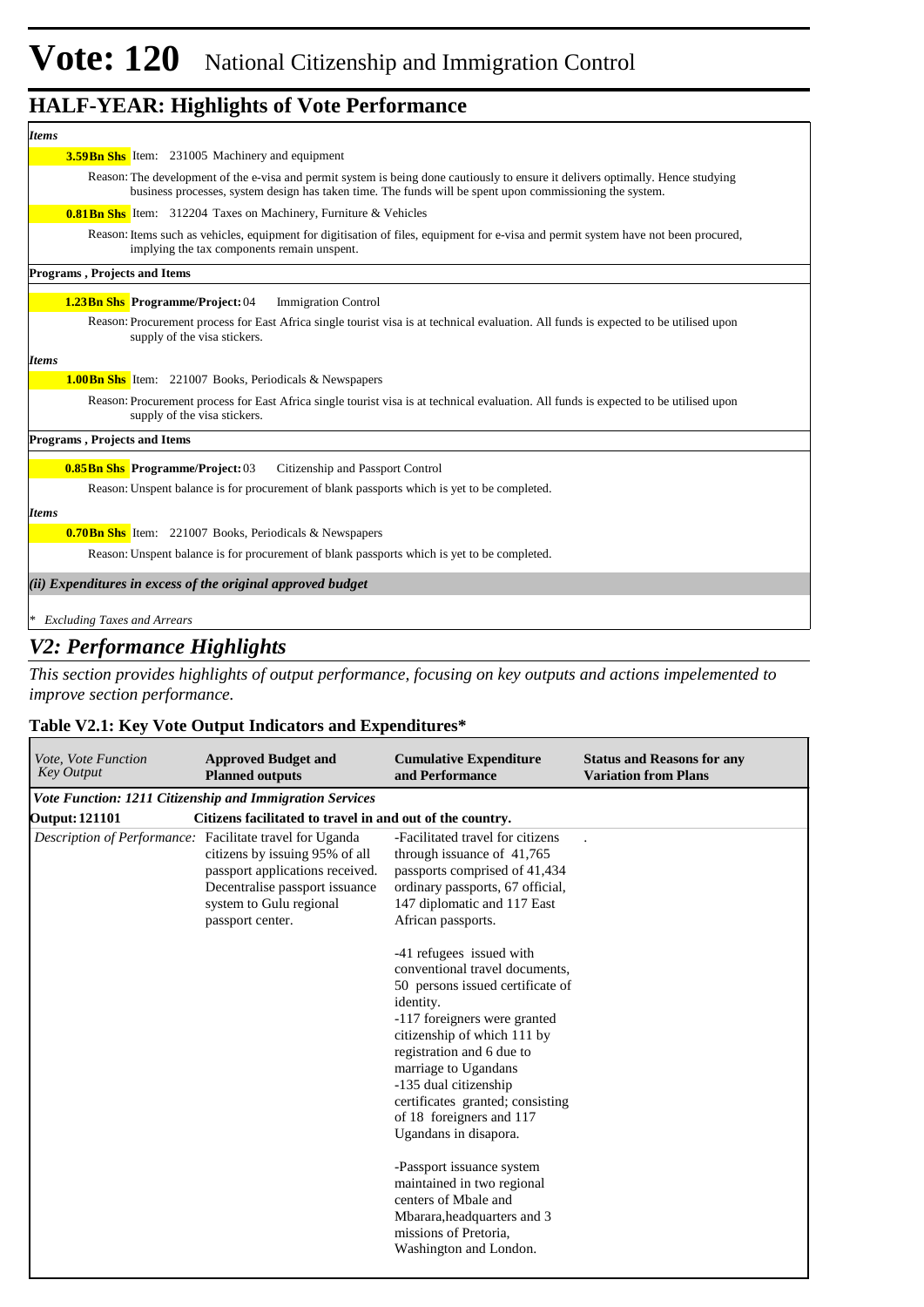# Vote: 120 National Citizenship and Immigration Control

## HALF-YEAR: Highlights of Vote Performance

*Items*

**3.59Bn Shs** Item: 231005 Machinery and equipment

Reason: The development of the e-visa and permit system is being done cautiously to ensure it delivers optimally. Hence studying business processes, system design has taken time. The funds will be spent upon commissioning the system.

**0.81Bn Shs** Item: 312204 Taxes on Machinery, Furniture & Vehicles

Reason: Items such as vehicles, equipment for digitisation of files, equipment for e-visa and permit system have not been procured, implying the tax components remain unspent.

**Programs , Projects and Items**

**1.23Bn Shs** **Programme/Project:** 04 Immigration Control

Reason: Procurement process for East Africa single tourist visa is at technical evaluation. All funds is expected to be utilised upon supply of the visa stickers.

*Items*

**1.00Bn Shs** Item: 221007 Books, Periodicals & Newspapers

Reason: Procurement process for East Africa single tourist visa is at technical evaluation. All funds is expected to be utilised upon supply of the visa stickers.

**Programs , Projects and Items**

**0.85Bn Shs** **Programme/Project:** 03 Citizenship and Passport Control

Reason: Unspent balance is for procurement of blank passports which is yet to be completed.

*Items*

**0.70Bn Shs** Item: 221007 Books, Periodicals & Newspapers

Reason: Unspent balance is for procurement of blank passports which is yet to be completed.

***(ii) Expenditures in excess of the original approved budget***

\* *Excluding Taxes and Arrears*

## *V2: Performance Highlights*

*This section provides highlights of output performance, focusing on key outputs and actions impelemented to improve section performance.*

### Table V2.1: Key Vote Output Indicators and Expenditures*

| *Vote, Vote Function Key Output* | **Approved Budget and Planned outputs** | **Cumulative Expenditure and Performance** | **Status and Reasons for any Variation from Plans** |
|---|---|---|---|
| ***Vote Function: 1211 Citizenship and Immigration Services*** | | | |
| **Output: 121101** | **Citizens facilitated to travel in and out of the country.** | | |
| *Description of Performance:* | Facilitate travel for Uganda citizens by issuing 95% of all passport applications received. Decentralise passport issuance system to Gulu regional passport center. | -Facilitated travel for citizens through issuance of 41,765 passports comprised of 41,434 ordinary passports, 67 official, 147 diplomatic and 117 East African passports.<br><br>-41 refugees issued with conventional travel documents, 50 persons issued certificate of identity.<br>-117 foreigners were granted citizenship of which 111 by registration and 6 due to marriage to Ugandans<br>-135 dual citizenship certificates granted; consisting of 18 foreigners and 117 Ugandans in disapora.<br><br>-Passport issuance system maintained in two regional centers of Mbale and Mbarara,headquarters and 3 missions of Pretoria, Washington and London. | . |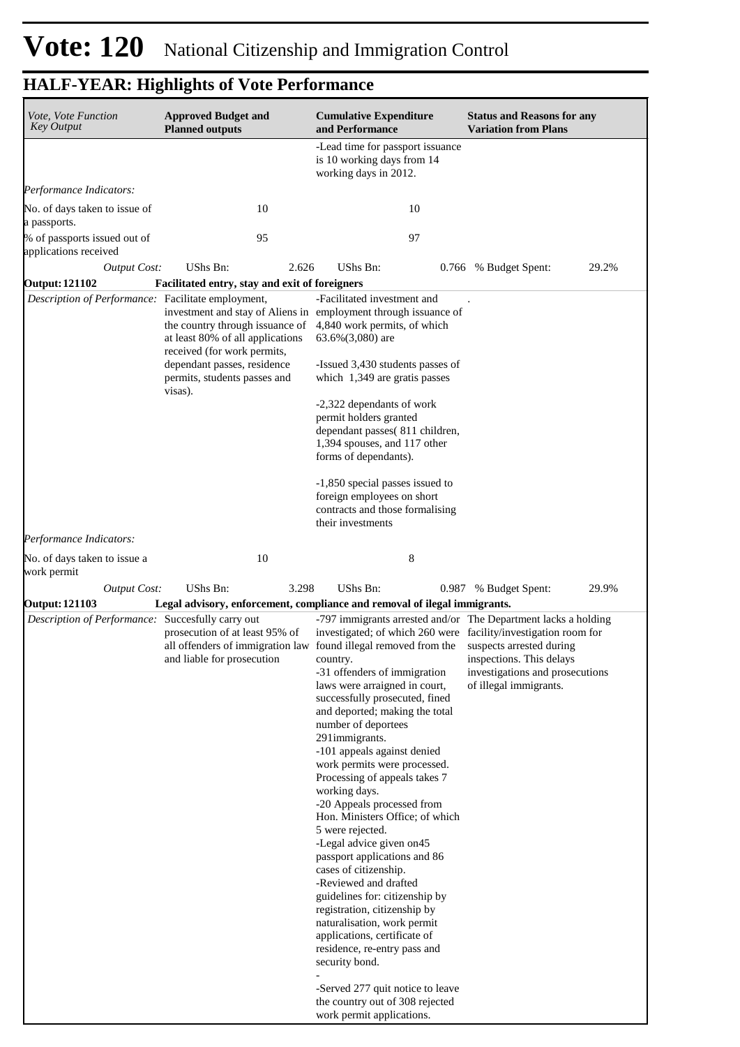# Vote: 120 National Citizenship and Immigration Control

## HALF-YEAR: Highlights of Vote Performance

| *Vote, Vote Function Key Output* | **Approved Budget and Planned outputs** | **Cumulative Expenditure and Performance** | **Status and Reasons for any Variation from Plans** |
|---|---|---|---|
| | | -Lead time for passport issuance is 10 working days from 14 working days in 2012. | |
| *Performance Indicators:* | | | |
| No. of days taken to issue of a passports. | 10 | 10 | |
| % of passports issued out of applications received | 95 | 97 | |
| *Output Cost:* | UShs Bn: 2.626 | UShs Bn: 0.766 | % Budget Spent: 29.2% |
| **Output: 121102** | **Facilitated entry, stay and exit of foreigners** | | |
| *Description of Performance:* | Facilitate employment, investment and stay of Aliens in the country through issuance of at least 80% of all applications received (for work permits, dependant passes, residence permits, students passes and visas). | -Facilitated investment and employment through issuance of 4,840 work permits, of which 63.6%(3,080) are<br><br>-Issued 3,430 students passes of which 1,349 are gratis passes<br><br>-2,322 dependants of work permit holders granted dependant passes( 811 children, 1,394 spouses, and 117 other forms of dependants).<br><br>-1,850 special passes issued to foreign employees on short contracts and those formalising their investments | . |
| *Performance Indicators:* | | | |
| No. of days taken to issue a work permit | 10 | 8 | |
| *Output Cost:* | UShs Bn: 3.298 | UShs Bn: 0.987 | % Budget Spent: 29.9% |
| **Output: 121103** | **Legal advisory, enforcement, compliance and removal of ilegal immigrants.** | | |
| *Description of Performance:* | Succesfully carry out prosecution of at least 95% of all offenders of immigration law and liable for prosecution | -797 immigrants arrested and/or investigated; of which 260 were found illegal removed from the country.<br>-31 offenders of immigration laws were arraigned in court, successfully prosecuted, fined and deported; making the total number of deportees 291immigrants.<br>-101 appeals against denied work permits were processed. Processing of appeals takes 7 working days.<br>-20 Appeals processed from Hon. Ministers Office; of which 5 were rejected.<br>-Legal advice given on45 passport applications and 86 cases of citizenship.<br>-Reviewed and drafted guidelines for: citizenship by registration, citizenship by naturalisation, work permit applications, certificate of residence, re-entry pass and security bond.<br>-<br>-Served 277 quit notice to leave the country out of 308 rejected work permit applications. | The Department lacks a holding facility/investigation room for suspects arrested during inspections. This delays investigations and prosecutions of illegal immigrants. |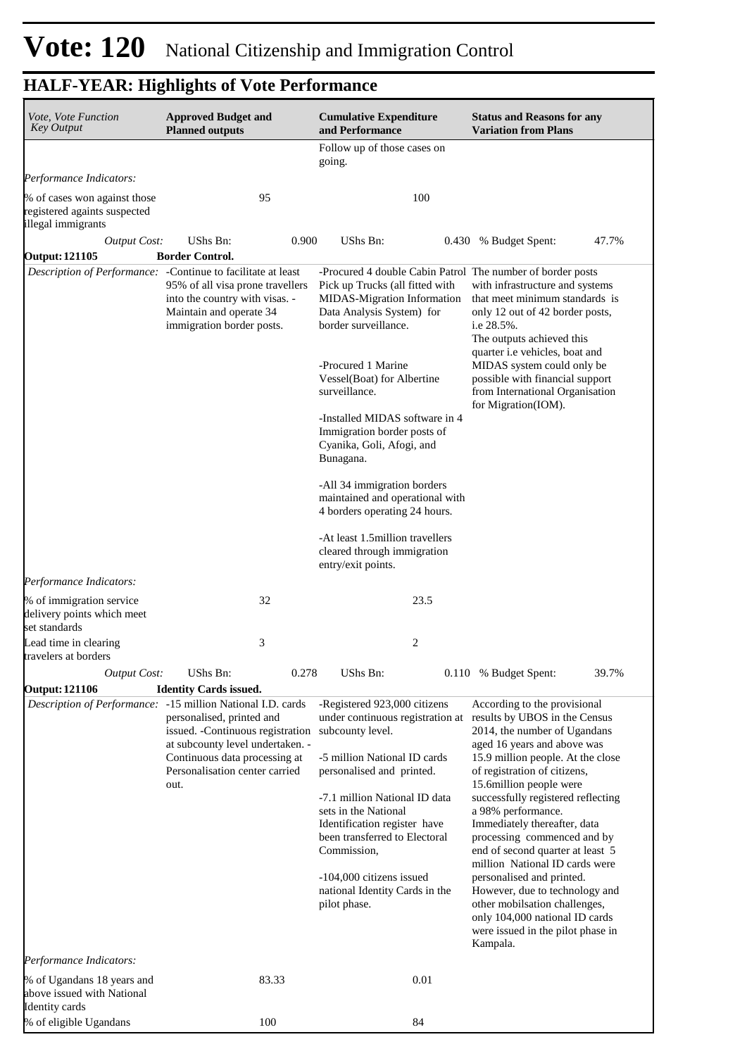# Vote: 120 National Citizenship and Immigration Control

## HALF-YEAR: Highlights of Vote Performance

| *Vote, Vote Function Key Output* | **Approved Budget and Planned outputs** | **Cumulative Expenditure and Performance** | **Status and Reasons for any Variation from Plans** |
|---|---|---|---|
| | | Follow up of those cases on going. | |
| *Performance Indicators:* | | | |
| % of cases won against those registered againts suspected illegal immigrants | 95 | 100 | |
| *Output Cost:* | UShs Bn: 0.900 | UShs Bn: 0.430 | % Budget Spent: 47.7% |
| **Output: 121105** | **Border Control.** | | |
| *Description of Performance:* | -Continue to facilitate at least 95% of all visa prone travellers into the country with visas. -Maintain and operate 34 immigration border posts. | -Procured 4 double Cabin Patrol Pick up Trucks (all fitted with MIDAS-Migration Information Data Analysis System) for border surveillance.<br><br>-Procured 1 Marine Vessel(Boat) for Albertine surveillance.<br><br>-Installed MIDAS software in 4 Immigration border posts of Cyanika, Goli, Afogi, and Bunagana.<br><br>-All 34 immigration borders maintained and operational with 4 borders operating 24 hours.<br><br>-At least 1.5million travellers cleared through immigration entry/exit points. | The number of border posts with infrastructure and systems that meet minimum standards is only 12 out of 42 border posts, i.e 28.5%.<br>The outputs achieved this quarter i.e vehicles, boat and MIDAS system could only be possible with financial support from International Organisation for Migration(IOM). |
| *Performance Indicators:* | | | |
| % of immigration service delivery points which meet set standards | 32 | 23.5 | |
| Lead time in clearing travelers at borders | 3 | 2 | |
| *Output Cost:* | UShs Bn: 0.278 | UShs Bn: 0.110 | % Budget Spent: 39.7% |
| **Output: 121106** | **Identity Cards issued.** | | |
| *Description of Performance:* | -15 million National I.D. cards personalised, printed and issued. -Continuous registration at subcounty level undertaken. -Continuous data processing at Personalisation center carried out. | -Registered 923,000 citizens under continuous registration at subcounty level.<br><br>-5 million National ID cards personalised and printed.<br><br>-7.1 million National ID data sets in the National Identification register have been transferred to Electoral Commission,<br><br>-104,000 citizens issued national Identity Cards in the pilot phase. | According to the provisional results by UBOS in the Census 2014, the number of Ugandans aged 16 years and above was 15.9 million people. At the close of registration of citizens, 15.6million people were successfully registered reflecting a 98% performance. Immediately thereafter, data processing commenced and by end of second quarter at least 5 million National ID cards were personalised and printed. However, due to technology and other mobilsation challenges, only 104,000 national ID cards were issued in the pilot phase in Kampala. |
| *Performance Indicators:* | | | |
| % of Ugandans 18 years and above issued with National Identity cards | 83.33 | 0.01 | |
| % of eligible Ugandans | 100 | 84 | |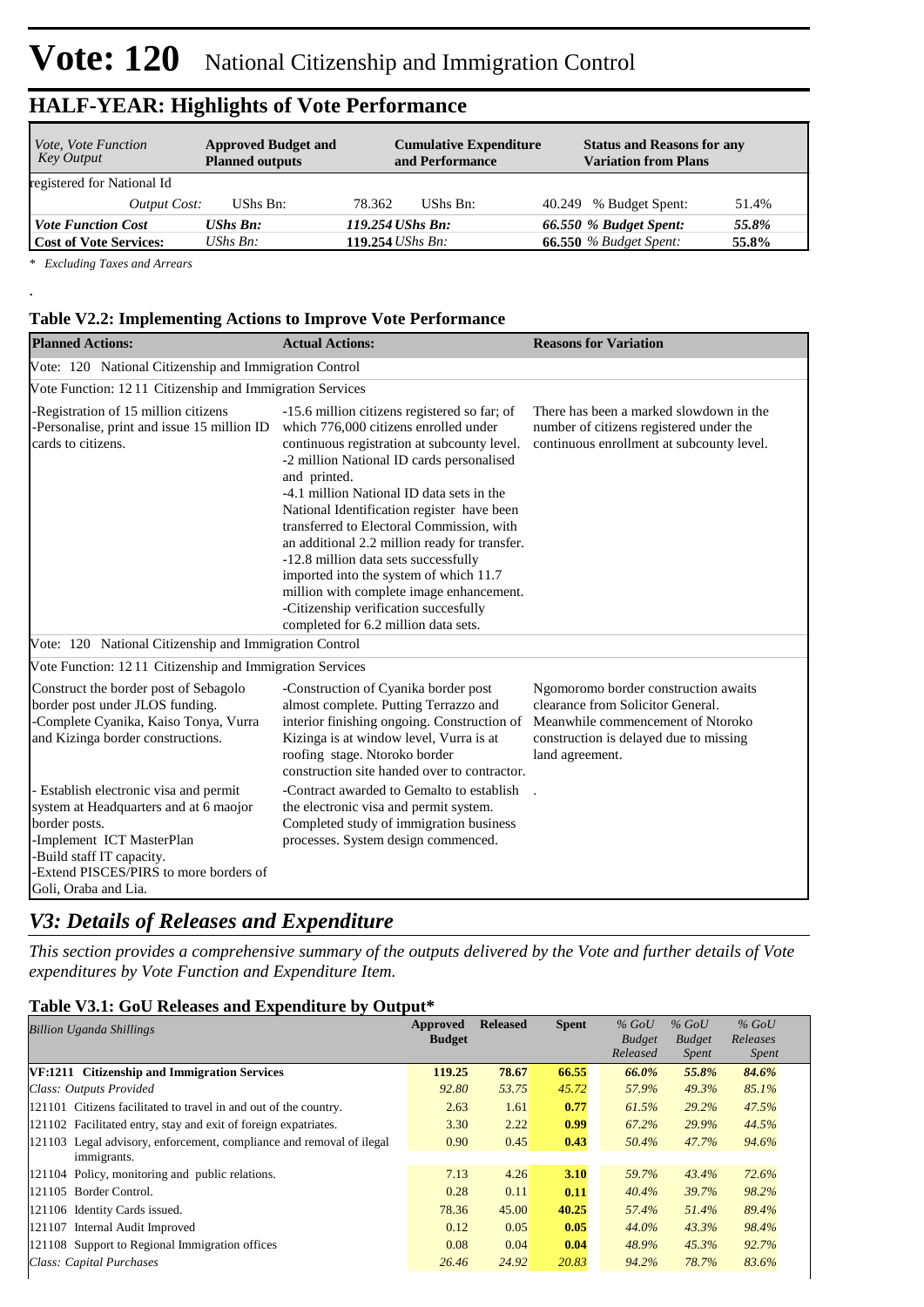# Vote: 120 National Citizenship and Immigration Control

## HALF-YEAR: Highlights of Vote Performance

| *Vote, Vote Function Key Output* | **Approved Budget and Planned outputs** | | **Cumulative Expenditure and Performance** | | **Status and Reasons for any Variation from Plans** | |
|---|---|---|---|---|---|---|
| registered for National Id | | | | | | |
| *Output Cost:* | UShs Bn: | 78.362 | UShs Bn: | 40.249 | % Budget Spent: | 51.4% |
| ***Vote Function Cost*** | ***UShs Bn:*** | ***119.254*** | ***UShs Bn:*** | ***66.550*** | ***% Budget Spent:*** | ***55.8%*** |
| **Cost of Vote Services:** | *UShs Bn:* | **119.254** | *UShs Bn:* | **66.550** | *% Budget Spent:* | **55.8%** |

*\* Excluding Taxes and Arrears*

.

### Table V2.2: Implementing Actions to Improve Vote Performance

| **Planned Actions:** | **Actual Actions:** | **Reasons for Variation** |
|---|---|---|
| Vote: 120 National Citizenship and Immigration Control | | |
| Vote Function: 12 11 Citizenship and Immigration Services | | |
| -Registration of 15 million citizens<br>-Personalise, print and issue 15 million ID cards to citizens. | -15.6 million citizens registered so far; of which 776,000 citizens enrolled under continuous registration at subcounty level.<br>-2 million National ID cards personalised and printed.<br>-4.1 million National ID data sets in the National Identification register have been transferred to Electoral Commission, with an additional 2.2 million ready for transfer.<br>-12.8 million data sets successfully imported into the system of which 11.7 million with complete image enhancement.<br>-Citizenship verification succesfully completed for 6.2 million data sets. | There has been a marked slowdown in the number of citizens registered under the continuous enrollment at subcounty level. |
| Vote: 120 National Citizenship and Immigration Control | | |
| Vote Function: 12 11 Citizenship and Immigration Services | | |
| Construct the border post of Sebagolo border post under JLOS funding.<br>-Complete Cyanika, Kaiso Tonya, Vurra and Kizinga border constructions. | -Construction of Cyanika border post almost complete. Putting Terrazzo and interior finishing ongoing. Construction of Kizinga is at window level, Vurra is at roofing stage. Ntoroko border construction site handed over to contractor. | Ngomoromo border construction awaits clearance from Solicitor General. Meanwhile commencement of Ntoroko construction is delayed due to missing land agreement. |
| - Establish electronic visa and permit system at Headquarters and at 6 maojor border posts.<br>-Implement ICT MasterPlan<br>-Build staff IT capacity.<br>-Extend PISCES/PIRS to more borders of Goli, Oraba and Lia. | -Contract awarded to Gemalto to establish the electronic visa and permit system. Completed study of immigration business processes. System design commenced. | . |

## *V3: Details of Releases and Expenditure*

*This section provides a comprehensive summary of the outputs delivered by the Vote and further details of Vote expenditures by Vote Function and Expenditure Item.*

### Table V3.1: GoU Releases and Expenditure by Output*

| *Billion Uganda Shillings* | **Approved Budget** | **Released** | **Spent** | *% GoU Budget Released* | *% GoU Budget Spent* | *% GoU Releases Spent* |
|---|---|---|---|---|---|---|
| **VF:1211 Citizenship and Immigration Services** | **119.25** | **78.67** | **66.55** | ***66.0%*** | ***55.8%*** | ***84.6%*** |
| *Class: Outputs Provided* | *92.80* | *53.75* | *45.72* | *57.9%* | *49.3%* | *85.1%* |
| 121101 Citizens facilitated to travel in and out of the country. | 2.63 | 1.61 | **0.77** | *61.5%* | *29.2%* | *47.5%* |
| 121102 Facilitated entry, stay and exit of foreign expatriates. | 3.30 | 2.22 | **0.99** | *67.2%* | *29.9%* | *44.5%* |
| 121103 Legal advisory, enforcement, compliance and removal of ilegal immigrants. | 0.90 | 0.45 | **0.43** | *50.4%* | *47.7%* | *94.6%* |
| 121104 Policy, monitoring and public relations. | 7.13 | 4.26 | **3.10** | *59.7%* | *43.4%* | *72.6%* |
| 121105 Border Control. | 0.28 | 0.11 | **0.11** | *40.4%* | *39.7%* | *98.2%* |
| 121106 Identity Cards issued. | 78.36 | 45.00 | **40.25** | *57.4%* | *51.4%* | *89.4%* |
| 121107 Internal Audit Improved | 0.12 | 0.05 | **0.05** | *44.0%* | *43.3%* | *98.4%* |
| 121108 Support to Regional Immigration offices | 0.08 | 0.04 | **0.04** | *48.9%* | *45.3%* | *92.7%* |
| *Class: Capital Purchases* | *26.46* | *24.92* | *20.83* | *94.2%* | *78.7%* | *83.6%* |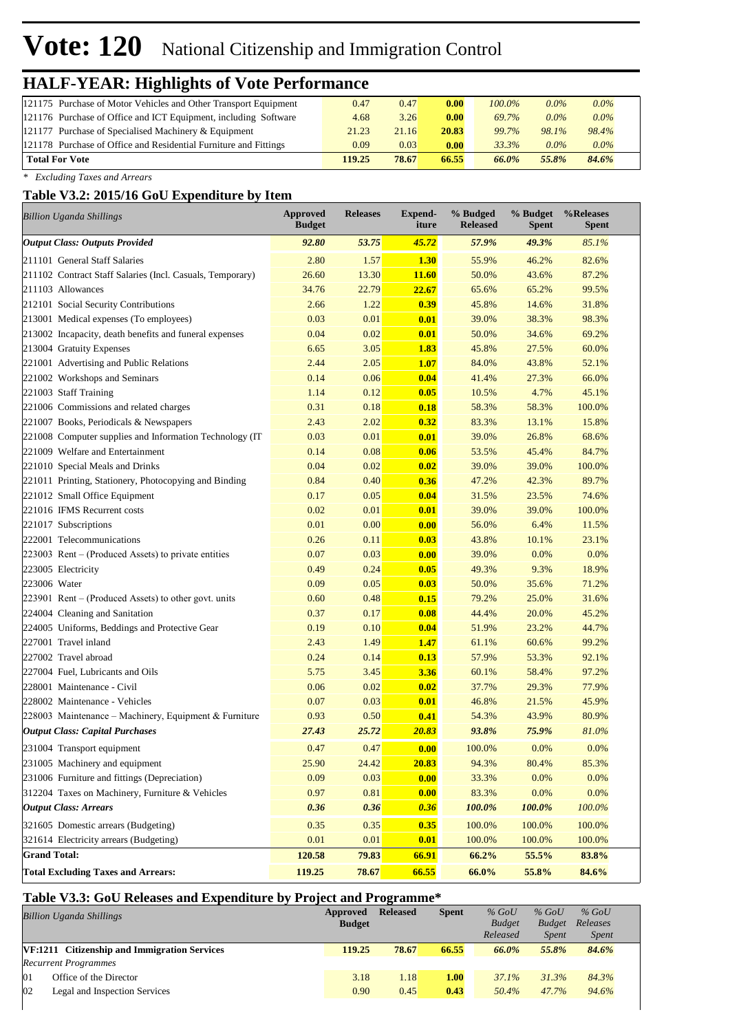# Vote: 120 National Citizenship and Immigration Control

## HALF-YEAR: Highlights of Vote Performance

| | | | | | | |
|---|---|---|---|---|---|---|
| 121175 Purchase of Motor Vehicles and Other Transport Equipment | 0.47 | 0.47 | 0.00 | *100.0%* | *0.0%* | *0.0%* |
| 121176 Purchase of Office and ICT Equipment, including Software | 4.68 | 3.26 | 0.00 | *69.7%* | *0.0%* | *0.0%* |
| 121177 Purchase of Specialised Machinery & Equipment | 21.23 | 21.16 | 20.83 | *99.7%* | *98.1%* | *98.4%* |
| 121178 Purchase of Office and Residential Furniture and Fittings | 0.09 | 0.03 | 0.00 | *33.3%* | *0.0%* | *0.0%* |
| **Total For Vote** | **119.25** | **78.67** | **66.55** | ***66.0%*** | ***55.8%*** | ***84.6%*** |

*\* Excluding Taxes and Arrears*

### Table V3.2: 2015/16 GoU Expenditure by Item

| *Billion Uganda Shillings* | Approved Budget | Releases | Expend-iture | % Budged Released | % Budget Spent | %Releases Spent |
|---|---|---|---|---|---|---|
| ***Output Class: Outputs Provided*** | ***92.80*** | ***53.75*** | ***45.72*** | ***57.9%*** | ***49.3%*** | ***85.1%*** |
| 211101 General Staff Salaries | 2.80 | 1.57 | **1.30** | 55.9% | 46.2% | 82.6% |
| 211102 Contract Staff Salaries (Incl. Casuals, Temporary) | 26.60 | 13.30 | **11.60** | 50.0% | 43.6% | 87.2% |
| 211103 Allowances | 34.76 | 22.79 | **22.67** | 65.6% | 65.2% | 99.5% |
| 212101 Social Security Contributions | 2.66 | 1.22 | **0.39** | 45.8% | 14.6% | 31.8% |
| 213001 Medical expenses (To employees) | 0.03 | 0.01 | **0.01** | 39.0% | 38.3% | 98.3% |
| 213002 Incapacity, death benefits and funeral expenses | 0.04 | 0.02 | **0.01** | 50.0% | 34.6% | 69.2% |
| 213004 Gratuity Expenses | 6.65 | 3.05 | **1.83** | 45.8% | 27.5% | 60.0% |
| 221001 Advertising and Public Relations | 2.44 | 2.05 | **1.07** | 84.0% | 43.8% | 52.1% |
| 221002 Workshops and Seminars | 0.14 | 0.06 | **0.04** | 41.4% | 27.3% | 66.0% |
| 221003 Staff Training | 1.14 | 0.12 | **0.05** | 10.5% | 4.7% | 45.1% |
| 221006 Commissions and related charges | 0.31 | 0.18 | **0.18** | 58.3% | 58.3% | 100.0% |
| 221007 Books, Periodicals & Newspapers | 2.43 | 2.02 | **0.32** | 83.3% | 13.1% | 15.8% |
| 221008 Computer supplies and Information Technology (IT | 0.03 | 0.01 | **0.01** | 39.0% | 26.8% | 68.6% |
| 221009 Welfare and Entertainment | 0.14 | 0.08 | **0.06** | 53.5% | 45.4% | 84.7% |
| 221010 Special Meals and Drinks | 0.04 | 0.02 | **0.02** | 39.0% | 39.0% | 100.0% |
| 221011 Printing, Stationery, Photocopying and Binding | 0.84 | 0.40 | **0.36** | 47.2% | 42.3% | 89.7% |
| 221012 Small Office Equipment | 0.17 | 0.05 | **0.04** | 31.5% | 23.5% | 74.6% |
| 221016 IFMS Recurrent costs | 0.02 | 0.01 | **0.01** | 39.0% | 39.0% | 100.0% |
| 221017 Subscriptions | 0.01 | 0.00 | **0.00** | 56.0% | 6.4% | 11.5% |
| 222001 Telecommunications | 0.26 | 0.11 | **0.03** | 43.8% | 10.1% | 23.1% |
| 223003 Rent – (Produced Assets) to private entities | 0.07 | 0.03 | **0.00** | 39.0% | 0.0% | 0.0% |
| 223005 Electricity | 0.49 | 0.24 | **0.05** | 49.3% | 9.3% | 18.9% |
| 223006 Water | 0.09 | 0.05 | **0.03** | 50.0% | 35.6% | 71.2% |
| 223901 Rent – (Produced Assets) to other govt. units | 0.60 | 0.48 | **0.15** | 79.2% | 25.0% | 31.6% |
| 224004 Cleaning and Sanitation | 0.37 | 0.17 | **0.08** | 44.4% | 20.0% | 45.2% |
| 224005 Uniforms, Beddings and Protective Gear | 0.19 | 0.10 | **0.04** | 51.9% | 23.2% | 44.7% |
| 227001 Travel inland | 2.43 | 1.49 | **1.47** | 61.1% | 60.6% | 99.2% |
| 227002 Travel abroad | 0.24 | 0.14 | **0.13** | 57.9% | 53.3% | 92.1% |
| 227004 Fuel, Lubricants and Oils | 5.75 | 3.45 | **3.36** | 60.1% | 58.4% | 97.2% |
| 228001 Maintenance - Civil | 0.06 | 0.02 | **0.02** | 37.7% | 29.3% | 77.9% |
| 228002 Maintenance - Vehicles | 0.07 | 0.03 | **0.01** | 46.8% | 21.5% | 45.9% |
| 228003 Maintenance – Machinery, Equipment & Furniture | 0.93 | 0.50 | **0.41** | 54.3% | 43.9% | 80.9% |
| ***Output Class: Capital Purchases*** | ***27.43*** | ***25.72*** | ***20.83*** | ***93.8%*** | ***75.9%*** | ***81.0%*** |
| 231004 Transport equipment | 0.47 | 0.47 | **0.00** | 100.0% | 0.0% | 0.0% |
| 231005 Machinery and equipment | 25.90 | 24.42 | **20.83** | 94.3% | 80.4% | 85.3% |
| 231006 Furniture and fittings (Depreciation) | 0.09 | 0.03 | **0.00** | 33.3% | 0.0% | 0.0% |
| 312204 Taxes on Machinery, Furniture & Vehicles | 0.97 | 0.81 | **0.00** | 83.3% | 0.0% | 0.0% |
| ***Output Class: Arrears*** | ***0.36*** | ***0.36*** | ***0.36*** | ***100.0%*** | ***100.0%*** | ***100.0%*** |
| 321605 Domestic arrears (Budgeting) | 0.35 | 0.35 | **0.35** | 100.0% | 100.0% | 100.0% |
| 321614 Electricity arrears (Budgeting) | 0.01 | 0.01 | **0.01** | 100.0% | 100.0% | 100.0% |
| **Grand Total:** | **120.58** | **79.83** | **66.91** | **66.2%** | **55.5%** | **83.8%** |
| **Total Excluding Taxes and Arrears:** | **119.25** | **78.67** | **66.55** | **66.0%** | **55.8%** | **84.6%** |

### Table V3.3: GoU Releases and Expenditure by Project and Programme*

| *Billion Uganda Shillings* | Approved Budget | Released | Spent | *% GoU Budget Released* | *% GoU Budget Spent* | *% GoU Releases Spent* |
|---|---|---|---|---|---|---|
| **VF:1211 Citizenship and Immigration Services** | **119.25** | **78.67** | **66.55** | ***66.0%*** | ***55.8%*** | ***84.6%*** |
| *Recurrent Programmes* | | | | | | |
| 01 Office of the Director | 3.18 | 1.18 | **1.00** | *37.1%* | *31.3%* | *84.3%* |
| 02 Legal and Inspection Services | 0.90 | 0.45 | **0.43** | *50.4%* | *47.7%* | *94.6%* |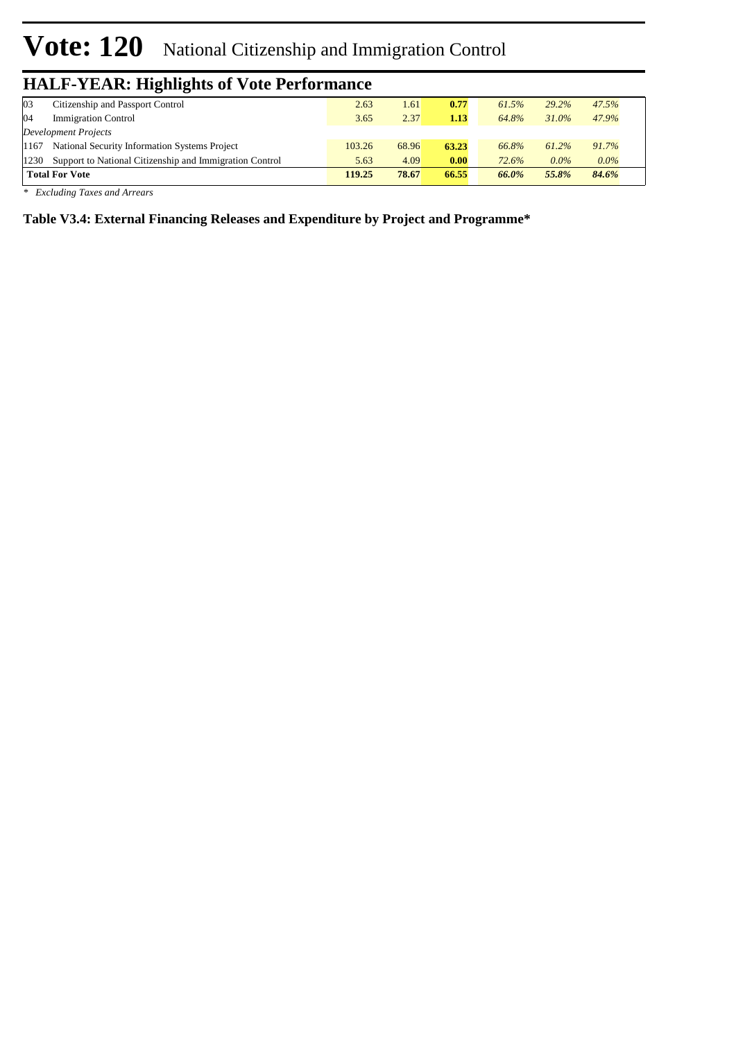# Vote: 120 National Citizenship and Immigration Control

## HALF-YEAR: Highlights of Vote Performance

| | | | | | | | |
|---|---|---|---|---|---|---|---|
| 03 | Citizenship and Passport Control | 2.63 | 1.61 | **0.77** | *61.5%* | *29.2%* | *47.5%* |
| 04 | Immigration Control | 3.65 | 2.37 | **1.13** | *64.8%* | *31.0%* | *47.9%* |
| *Development Projects* | | | | | | | |
| 1167 | National Security Information Systems Project | 103.26 | 68.96 | **63.23** | *66.8%* | *61.2%* | *91.7%* |
| 1230 | Support to National Citizenship and Immigration Control | 5.63 | 4.09 | **0.00** | *72.6%* | *0.0%* | *0.0%* |
| **Total For Vote** | | **119.25** | **78.67** | **66.55** | ***66.0%*** | ***55.8%*** | ***84.6%*** |

* *Excluding Taxes and Arrears*

**Table V3.4: External Financing Releases and Expenditure by Project and Programme***